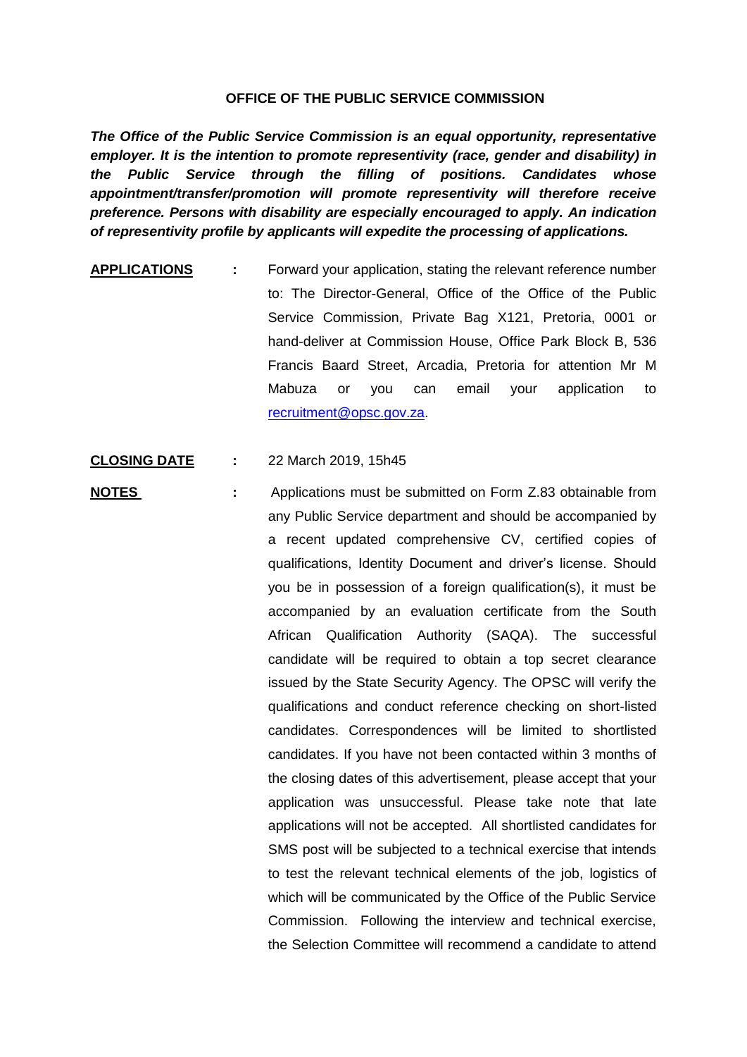**OFFICE OF THE PUBLIC SERVICE COMMISSION**

***The Office of the Public Service Commission is an equal opportunity, representative employer. It is the intention to promote representivity (race, gender and disability) in the Public Service through the filling of positions. Candidates whose appointment/transfer/promotion will promote representivity will therefore receive preference. Persons with disability are especially encouraged to apply. An indication of representivity profile by applicants will expedite the processing of applications.***

**APPLICATIONS** : Forward your application, stating the relevant reference number to: The Director-General, Office of the Office of the Public Service Commission, Private Bag X121, Pretoria, 0001 or hand-deliver at Commission House, Office Park Block B, 536 Francis Baard Street, Arcadia, Pretoria for attention Mr M Mabuza or you can email your application to recruitment@opsc.gov.za.

**CLOSING DATE** : 22 March 2019, 15h45

**NOTES** : Applications must be submitted on Form Z.83 obtainable from any Public Service department and should be accompanied by a recent updated comprehensive CV, certified copies of qualifications, Identity Document and driver's license. Should you be in possession of a foreign qualification(s), it must be accompanied by an evaluation certificate from the South African Qualification Authority (SAQA). The successful candidate will be required to obtain a top secret clearance issued by the State Security Agency. The OPSC will verify the qualifications and conduct reference checking on short-listed candidates. Correspondences will be limited to shortlisted candidates. If you have not been contacted within 3 months of the closing dates of this advertisement, please accept that your application was unsuccessful. Please take note that late applications will not be accepted. All shortlisted candidates for SMS post will be subjected to a technical exercise that intends to test the relevant technical elements of the job, logistics of which will be communicated by the Office of the Public Service Commission. Following the interview and technical exercise, the Selection Committee will recommend a candidate to attend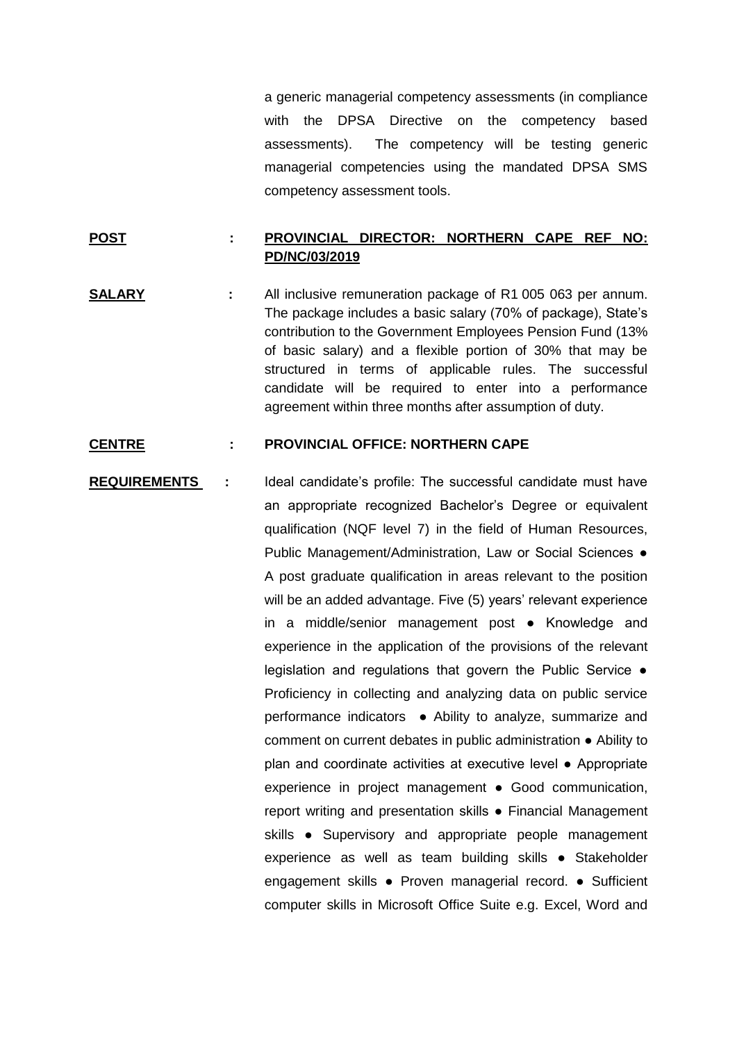a generic managerial competency assessments (in compliance with the DPSA Directive on the competency based assessments). The competency will be testing generic managerial competencies using the mandated DPSA SMS competency assessment tools.

**POST** : **PROVINCIAL DIRECTOR: NORTHERN CAPE REF NO: PD/NC/03/2019**

**SALARY** : All inclusive remuneration package of R1 005 063 per annum. The package includes a basic salary (70% of package), State's contribution to the Government Employees Pension Fund (13% of basic salary) and a flexible portion of 30% that may be structured in terms of applicable rules. The successful candidate will be required to enter into a performance agreement within three months after assumption of duty.

**CENTRE** : **PROVINCIAL OFFICE: NORTHERN CAPE**

**REQUIREMENTS** : Ideal candidate's profile: The successful candidate must have an appropriate recognized Bachelor's Degree or equivalent qualification (NQF level 7) in the field of Human Resources, Public Management/Administration, Law or Social Sciences ● A post graduate qualification in areas relevant to the position will be an added advantage. Five (5) years' relevant experience in a middle/senior management post ● Knowledge and experience in the application of the provisions of the relevant legislation and regulations that govern the Public Service ● Proficiency in collecting and analyzing data on public service performance indicators ● Ability to analyze, summarize and comment on current debates in public administration ● Ability to plan and coordinate activities at executive level ● Appropriate experience in project management ● Good communication, report writing and presentation skills ● Financial Management skills ● Supervisory and appropriate people management experience as well as team building skills ● Stakeholder engagement skills ● Proven managerial record. ● Sufficient computer skills in Microsoft Office Suite e.g. Excel, Word and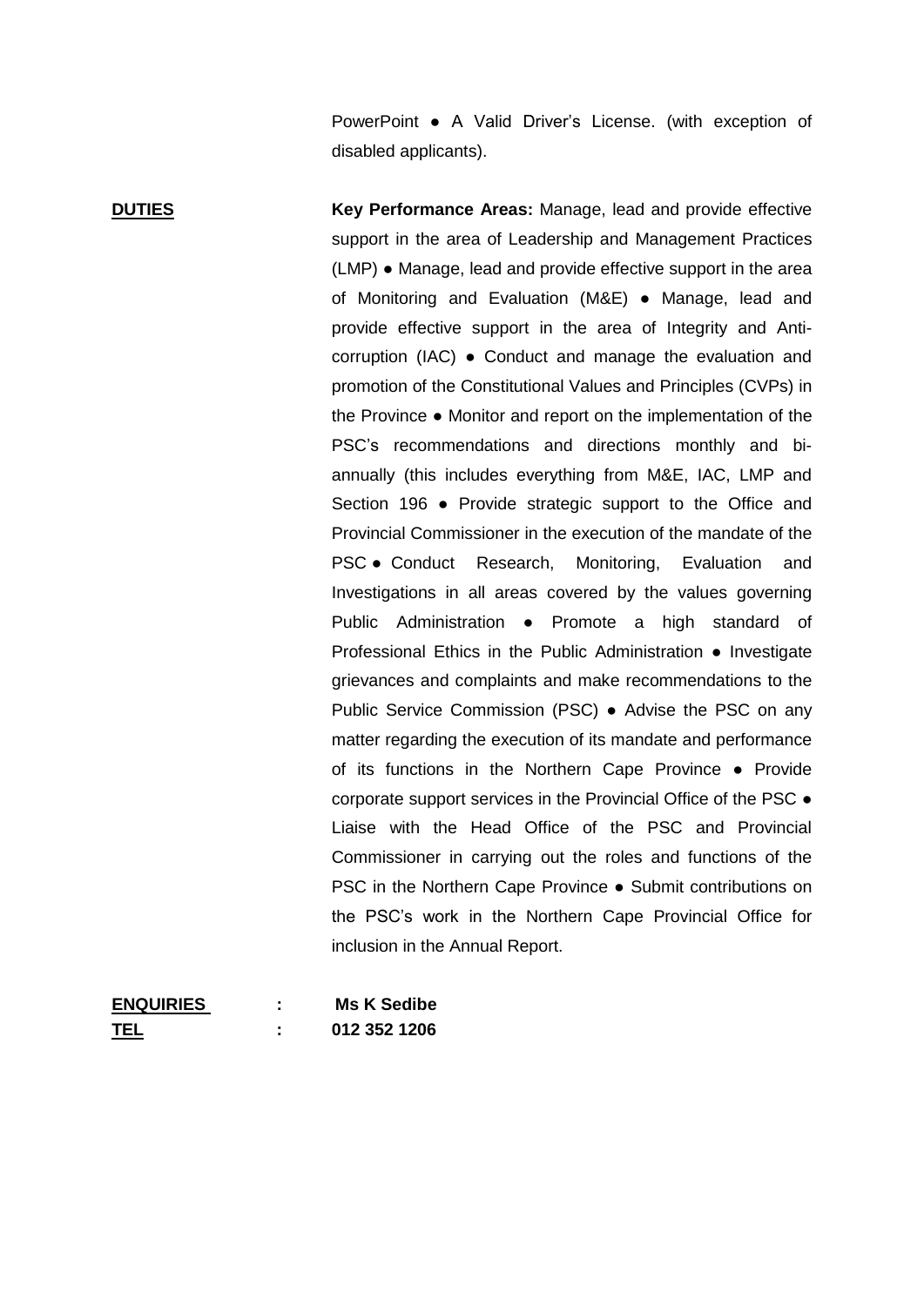PowerPoint ● A Valid Driver's License. (with exception of disabled applicants).

**DUTIES** **Key Performance Areas:** Manage, lead and provide effective support in the area of Leadership and Management Practices (LMP) ● Manage, lead and provide effective support in the area of Monitoring and Evaluation (M&E) ● Manage, lead and provide effective support in the area of Integrity and Anti-corruption (IAC) ● Conduct and manage the evaluation and promotion of the Constitutional Values and Principles (CVPs) in the Province ● Monitor and report on the implementation of the PSC's recommendations and directions monthly and bi-annually (this includes everything from M&E, IAC, LMP and Section 196 ● Provide strategic support to the Office and Provincial Commissioner in the execution of the mandate of the PSC ● Conduct Research, Monitoring, Evaluation and Investigations in all areas covered by the values governing Public Administration ● Promote a high standard of Professional Ethics in the Public Administration ● Investigate grievances and complaints and make recommendations to the Public Service Commission (PSC) ● Advise the PSC on any matter regarding the execution of its mandate and performance of its functions in the Northern Cape Province ● Provide corporate support services in the Provincial Office of the PSC ● Liaise with the Head Office of the PSC and Provincial Commissioner in carrying out the roles and functions of the PSC in the Northern Cape Province ● Submit contributions on the PSC's work in the Northern Cape Provincial Office for inclusion in the Annual Report.

**ENQUIRIES** : **Ms K Sedibe**
**TEL** : **012 352 1206**